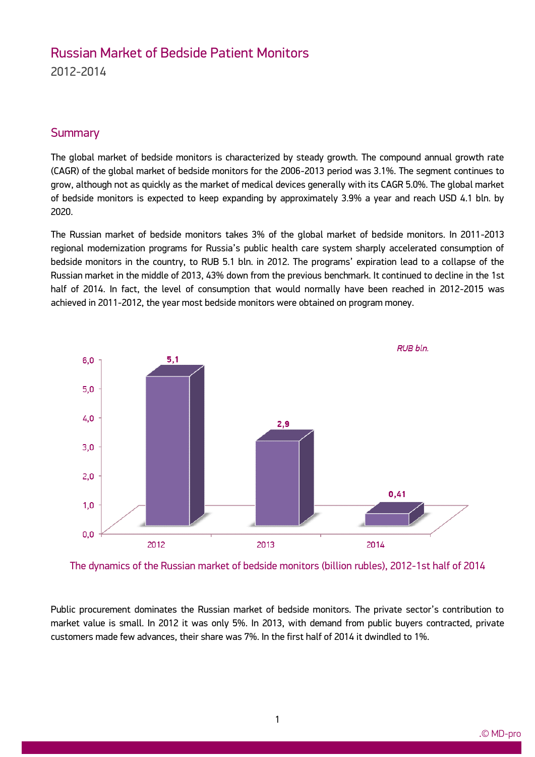# Russian Market of Bedside Patient Monitors

2012-2014

## Summary

The global market of bedside monitors is characterized by steady growth. The compound annual growth rate (CAGR) of the global market of bedside monitors for the 2006-2013 period was 3.1%. The segment continues to grow, although not as quickly as the market of medical devices generally with its CAGR 5.0%. The global market of bedside monitors is expected to keep expanding by approximately 3.9% a year and reach USD 4.1 bln. by 2020.

The Russian market of bedside monitors takes 3% of the global market of bedside monitors. In 2011-2013 regional modernization programs for Russia's public health care system sharply accelerated consumption of bedside monitors in the country, to RUB 5.1 bln. in 2012. The programs' expiration lead to a collapse of the Russian market in the middle of 2013, 43% down from the previous benchmark. It continued to decline in the 1st half of 2014. In fact, the level of consumption that would normally have been reached in 2012-2015 was achieved in 2011-2012, the year most bedside monitors were obtained on program money.

| Year | RUB bln. |
|---|---|
| 2012 | 5,1 |
| 2013 | 2,9 |
| 2014 | 0,41 |

The dynamics of the Russian market of bedside monitors (billion rubles), 2012-1st half of 2014

Public procurement dominates the Russian market of bedside monitors. The private sector's contribution to market value is small. In 2012 it was only 5%. In 2013, with demand from public buyers contracted, private customers made few advances, their share was 7%. In the first half of 2014 it dwindled to 1%.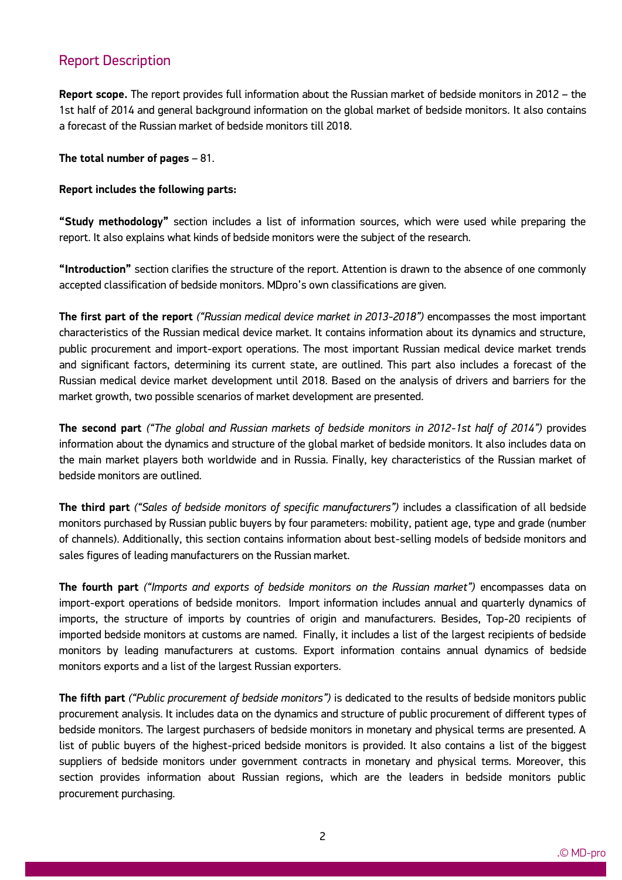## Report Description

**Report scope.** The report provides full information about the Russian market of bedside monitors in 2012 – the 1st half of 2014 and general background information on the global market of bedside monitors. It also contains a forecast of the Russian market of bedside monitors till 2018.

**The total number of pages** – 81.

**Report includes the following parts:**

**"Study methodology"** section includes a list of information sources, which were used while preparing the report. It also explains what kinds of bedside monitors were the subject of the research.

**"Introduction"** section clarifies the structure of the report. Attention is drawn to the absence of one commonly accepted classification of bedside monitors. MDpro's own classifications are given.

**The first part of the report** *("Russian medical device market in 2013-2018")* encompasses the most important characteristics of the Russian medical device market. It contains information about its dynamics and structure, public procurement and import-export operations. The most important Russian medical device market trends and significant factors, determining its current state, are outlined. This part also includes a forecast of the Russian medical device market development until 2018. Based on the analysis of drivers and barriers for the market growth, two possible scenarios of market development are presented.

**The second part** *("The global and Russian markets of bedside monitors in 2012-1st half of 2014")* provides information about the dynamics and structure of the global market of bedside monitors. It also includes data on the main market players both worldwide and in Russia. Finally, key characteristics of the Russian market of bedside monitors are outlined.

**The third part** *("Sales of bedside monitors of specific manufacturers")* includes a classification of all bedside monitors purchased by Russian public buyers by four parameters: mobility, patient age, type and grade (number of channels). Additionally, this section contains information about best-selling models of bedside monitors and sales figures of leading manufacturers on the Russian market.

**The fourth part** *("Imports and exports of bedside monitors on the Russian market")* encompasses data on import-export operations of bedside monitors. Import information includes annual and quarterly dynamics of imports, the structure of imports by countries of origin and manufacturers. Besides, Top-20 recipients of imported bedside monitors at customs are named. Finally, it includes a list of the largest recipients of bedside monitors by leading manufacturers at customs. Export information contains annual dynamics of bedside monitors exports and a list of the largest Russian exporters.

**The fifth part** *("Public procurement of bedside monitors")* is dedicated to the results of bedside monitors public procurement analysis. It includes data on the dynamics and structure of public procurement of different types of bedside monitors. The largest purchasers of bedside monitors in monetary and physical terms are presented. A list of public buyers of the highest-priced bedside monitors is provided. It also contains a list of the biggest suppliers of bedside monitors under government contracts in monetary and physical terms. Moreover, this section provides information about Russian regions, which are the leaders in bedside monitors public procurement purchasing.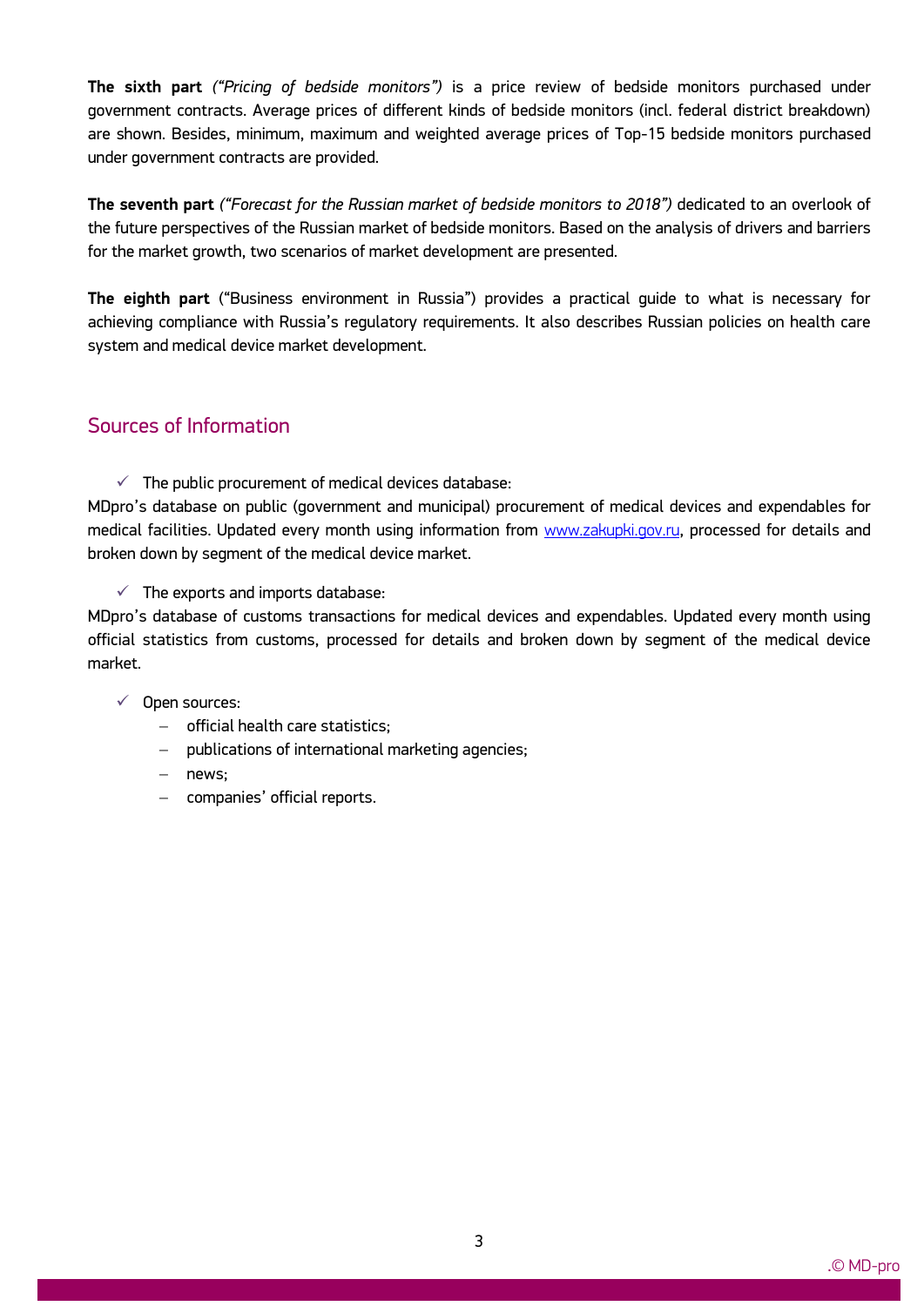**The sixth part** *("Pricing of bedside monitors")* is a price review of bedside monitors purchased under government contracts. Average prices of different kinds of bedside monitors (incl. federal district breakdown) are shown. Besides, minimum, maximum and weighted average prices of Top-15 bedside monitors purchased under government contracts are provided.

**The seventh part** *("Forecast for the Russian market of bedside monitors to 2018")* dedicated to an overlook of the future perspectives of the Russian market of bedside monitors. Based on the analysis of drivers and barriers for the market growth, two scenarios of market development are presented.

**The eighth part** ("Business environment in Russia") provides a practical guide to what is necessary for achieving compliance with Russia's regulatory requirements. It also describes Russian policies on health care system and medical device market development.

## Sources of Information

- ✓ The public procurement of medical devices database:

MDpro's database on public (government and municipal) procurement of medical devices and expendables for medical facilities. Updated every month using information from www.zakupki.gov.ru, processed for details and broken down by segment of the medical device market.

- ✓ The exports and imports database:

MDpro's database of customs transactions for medical devices and expendables. Updated every month using official statistics from customs, processed for details and broken down by segment of the medical device market.

- ✓ Open sources:
  - official health care statistics;
  - publications of international marketing agencies;
  - news;
  - companies' official reports.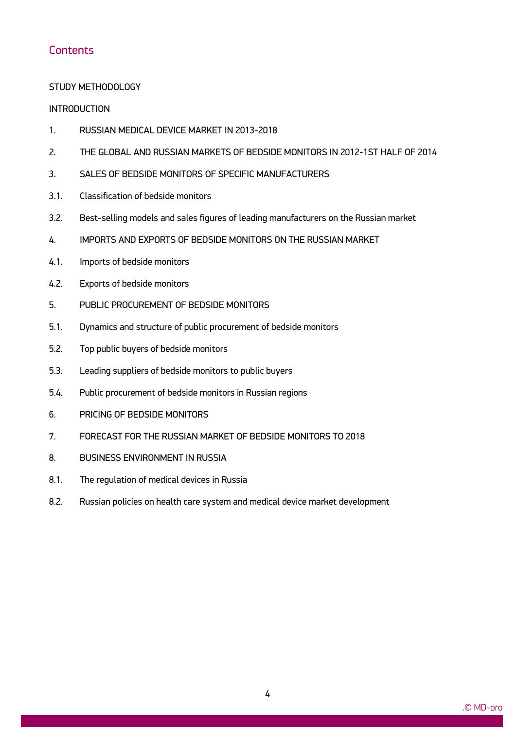## Contents

STUDY METHODOLOGY

INTRODUCTION

1. RUSSIAN MEDICAL DEVICE MARKET IN 2013-2018
2. THE GLOBAL AND RUSSIAN MARKETS OF BEDSIDE MONITORS IN 2012-1ST HALF OF 2014
3. SALES OF BEDSIDE MONITORS OF SPECIFIC MANUFACTURERS

3.1. Classification of bedside monitors

3.2. Best-selling models and sales figures of leading manufacturers on the Russian market

4. IMPORTS AND EXPORTS OF BEDSIDE MONITORS ON THE RUSSIAN MARKET

4.1. Imports of bedside monitors

4.2. Exports of bedside monitors

5. PUBLIC PROCUREMENT OF BEDSIDE MONITORS

5.1. Dynamics and structure of public procurement of bedside monitors

5.2. Top public buyers of bedside monitors

5.3. Leading suppliers of bedside monitors to public buyers

5.4. Public procurement of bedside monitors in Russian regions

6. PRICING OF BEDSIDE MONITORS
7. FORECAST FOR THE RUSSIAN MARKET OF BEDSIDE MONITORS TO 2018
8. BUSINESS ENVIRONMENT IN RUSSIA

8.1. The regulation of medical devices in Russia

8.2. Russian policies on health care system and medical device market development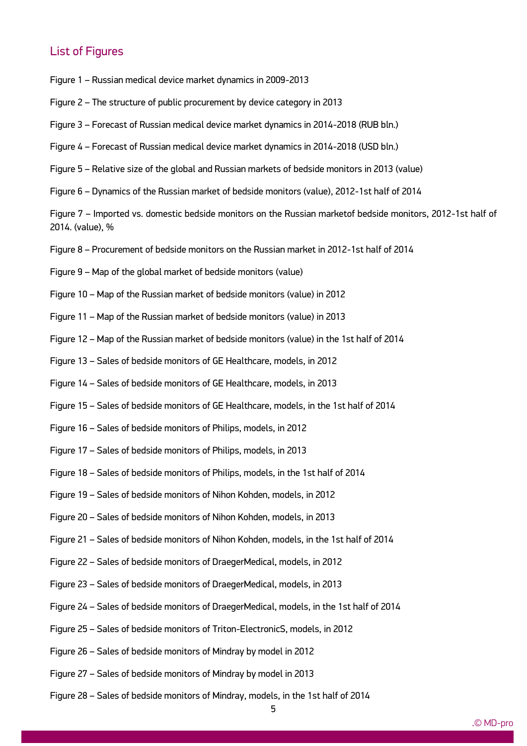## List of Figures

Figure 1 – Russian medical device market dynamics in 2009-2013

Figure 2 – The structure of public procurement by device category in 2013

Figure 3 – Forecast of Russian medical device market dynamics in 2014-2018 (RUB bln.)

Figure 4 – Forecast of Russian medical device market dynamics in 2014-2018 (USD bln.)

Figure 5 – Relative size of the global and Russian markets of bedside monitors in 2013 (value)

Figure 6 – Dynamics of the Russian market of bedside monitors (value), 2012-1st half of 2014

Figure 7 – Imported vs. domestic bedside monitors on the Russian marketof bedside monitors, 2012-1st half of 2014. (value), %

Figure 8 – Procurement of bedside monitors on the Russian market in 2012-1st half of 2014

Figure 9 – Map of the global market of bedside monitors (value)

Figure 10 – Map of the Russian market of bedside monitors (value) in 2012

Figure 11 – Map of the Russian market of bedside monitors (value) in 2013

Figure 12 – Map of the Russian market of bedside monitors (value) in the 1st half of 2014

Figure 13 – Sales of bedside monitors of GE Healthcare, models, in 2012

Figure 14 – Sales of bedside monitors of GE Healthcare, models, in 2013

Figure 15 – Sales of bedside monitors of GE Healthcare, models, in the 1st half of 2014

Figure 16 – Sales of bedside monitors of Philips, models, in 2012

Figure 17 – Sales of bedside monitors of Philips, models, in 2013

Figure 18 – Sales of bedside monitors of Philips, models, in the 1st half of 2014

Figure 19 – Sales of bedside monitors of Nihon Kohden, models, in 2012

Figure 20 – Sales of bedside monitors of Nihon Kohden, models, in 2013

Figure 21 – Sales of bedside monitors of Nihon Kohden, models, in the 1st half of 2014

Figure 22 – Sales of bedside monitors of DraegerMedical, models, in 2012

Figure 23 – Sales of bedside monitors of DraegerMedical, models, in 2013

Figure 24 – Sales of bedside monitors of DraegerMedical, models, in the 1st half of 2014

Figure 25 – Sales of bedside monitors of Triton-ElectronicS, models, in 2012

Figure 26 – Sales of bedside monitors of Mindray by model in 2012

Figure 27 – Sales of bedside monitors of Mindray by model in 2013

Figure 28 – Sales of bedside monitors of Mindray, models, in the 1st half of 2014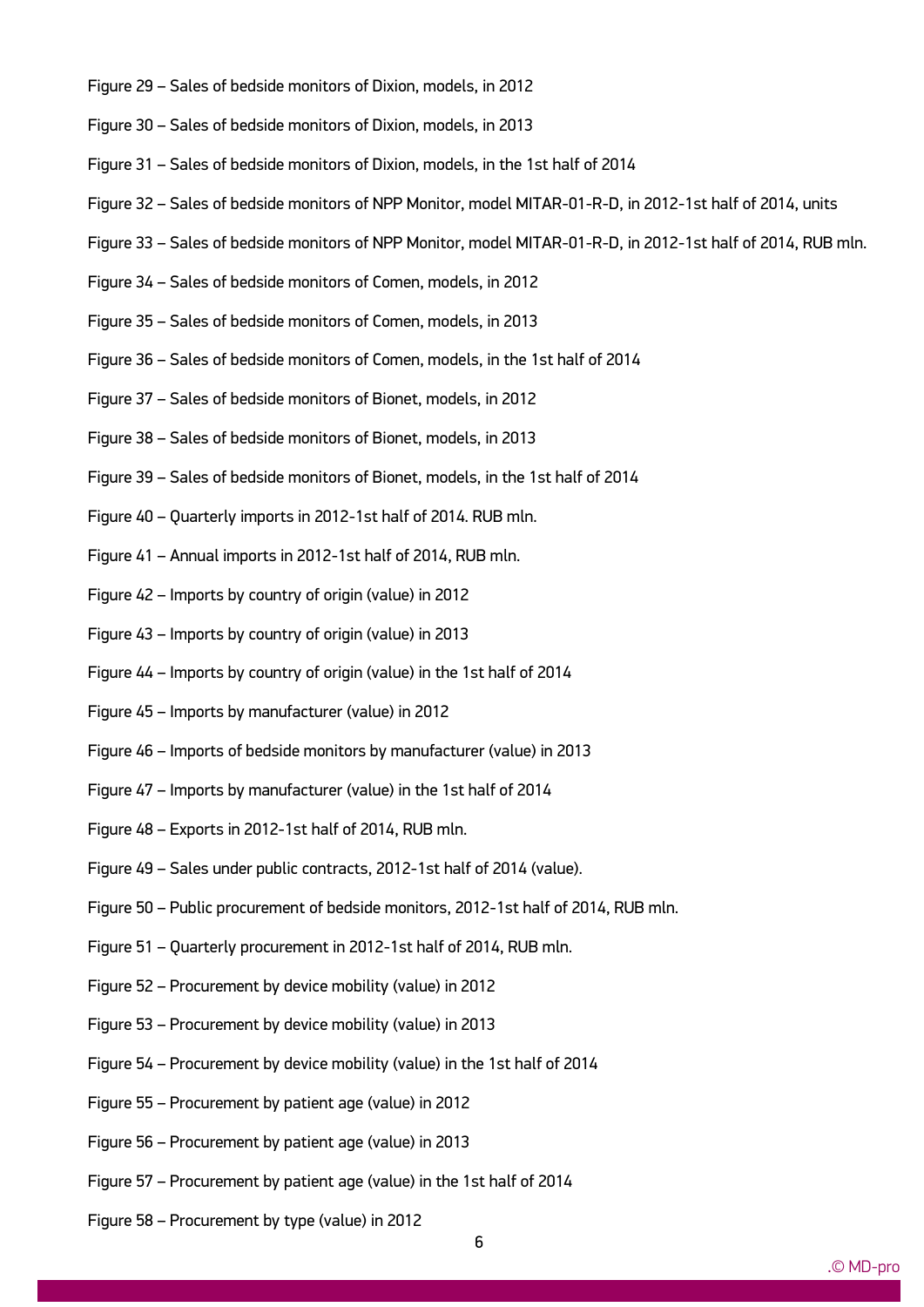Figure 29 – Sales of bedside monitors of Dixion, models, in 2012

Figure 30 – Sales of bedside monitors of Dixion, models, in 2013

Figure 31 – Sales of bedside monitors of Dixion, models, in the 1st half of 2014

Figure 32 – Sales of bedside monitors of NPP Monitor, model MITAR-01-R-D, in 2012-1st half of 2014, units

Figure 33 – Sales of bedside monitors of NPP Monitor, model MITAR-01-R-D, in 2012-1st half of 2014, RUB mln.

Figure 34 – Sales of bedside monitors of Comen, models, in 2012

Figure 35 – Sales of bedside monitors of Comen, models, in 2013

Figure 36 – Sales of bedside monitors of Comen, models, in the 1st half of 2014

Figure 37 – Sales of bedside monitors of Bionet, models, in 2012

Figure 38 – Sales of bedside monitors of Bionet, models, in 2013

Figure 39 – Sales of bedside monitors of Bionet, models, in the 1st half of 2014

Figure 40 – Quarterly imports in 2012-1st half of 2014. RUB mln.

Figure 41 – Annual imports in 2012-1st half of 2014, RUB mln.

Figure 42 – Imports by country of origin (value) in 2012

Figure 43 – Imports by country of origin (value) in 2013

Figure 44 – Imports by country of origin (value) in the 1st half of 2014

Figure 45 – Imports by manufacturer (value) in 2012

Figure 46 – Imports of bedside monitors by manufacturer (value) in 2013

Figure 47 – Imports by manufacturer (value) in the 1st half of 2014

Figure 48 – Exports in 2012-1st half of 2014, RUB mln.

Figure 49 – Sales under public contracts, 2012-1st half of 2014 (value).

Figure 50 – Public procurement of bedside monitors, 2012-1st half of 2014, RUB mln.

Figure 51 – Quarterly procurement in 2012-1st half of 2014, RUB mln.

Figure 52 – Procurement by device mobility (value) in 2012

Figure 53 – Procurement by device mobility (value) in 2013

Figure 54 – Procurement by device mobility (value) in the 1st half of 2014

Figure 55 – Procurement by patient age (value) in 2012

Figure 56 – Procurement by patient age (value) in 2013

Figure 57 – Procurement by patient age (value) in the 1st half of 2014

Figure 58 – Procurement by type (value) in 2012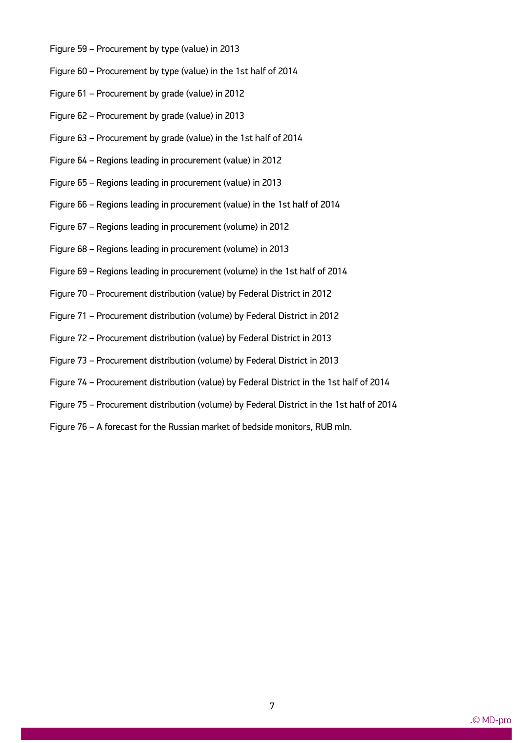Figure 59 – Procurement by type (value) in 2013

Figure 60 – Procurement by type (value) in the 1st half of 2014

Figure 61 – Procurement by grade (value) in 2012

Figure 62 – Procurement by grade (value) in 2013

Figure 63 – Procurement by grade (value) in the 1st half of 2014

Figure 64 – Regions leading in procurement (value) in 2012

Figure 65 – Regions leading in procurement (value) in 2013

Figure 66 – Regions leading in procurement (value) in the 1st half of 2014

Figure 67 – Regions leading in procurement (volume) in 2012

Figure 68 – Regions leading in procurement (volume) in 2013

Figure 69 – Regions leading in procurement (volume) in the 1st half of 2014

Figure 70 – Procurement distribution (value) by Federal District in 2012

Figure 71 – Procurement distribution (volume) by Federal District in 2012

Figure 72 – Procurement distribution (value) by Federal District in 2013

Figure 73 – Procurement distribution (volume) by Federal District in 2013

Figure 74 – Procurement distribution (value) by Federal District in the 1st half of 2014

Figure 75 – Procurement distribution (volume) by Federal District in the 1st half of 2014

Figure 76 – A forecast for the Russian market of bedside monitors, RUB mln.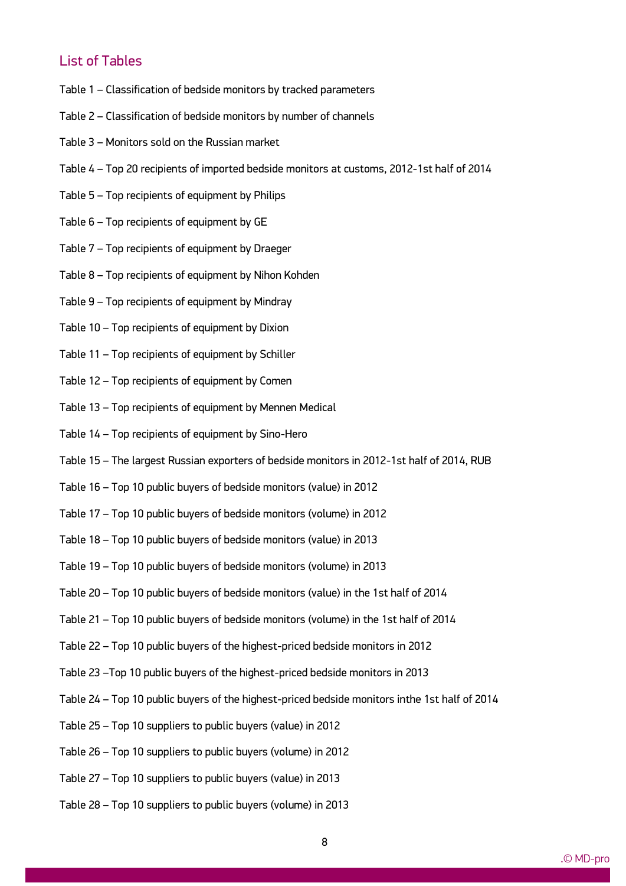## List of Tables

Table 1 – Classification of bedside monitors by tracked parameters

Table 2 – Classification of bedside monitors by number of channels

Table 3 – Monitors sold on the Russian market

Table 4 – Top 20 recipients of imported bedside monitors at customs, 2012-1st half of 2014

Table 5 – Top recipients of equipment by Philips

Table 6 – Top recipients of equipment by GE

Table 7 – Top recipients of equipment by Draeger

Table 8 – Top recipients of equipment by Nihon Kohden

Table 9 – Top recipients of equipment by Mindray

Table 10 – Top recipients of equipment by Dixion

Table 11 – Top recipients of equipment by Schiller

Table 12 – Top recipients of equipment by Comen

Table 13 – Top recipients of equipment by Mennen Medical

Table 14 – Top recipients of equipment by Sino-Hero

Table 15 – The largest Russian exporters of bedside monitors in 2012-1st half of 2014, RUB

Table 16 – Top 10 public buyers of bedside monitors (value) in 2012

Table 17 – Top 10 public buyers of bedside monitors (volume) in 2012

Table 18 – Top 10 public buyers of bedside monitors (value) in 2013

Table 19 – Top 10 public buyers of bedside monitors (volume) in 2013

Table 20 – Top 10 public buyers of bedside monitors (value) in the 1st half of 2014

Table 21 – Top 10 public buyers of bedside monitors (volume) in the 1st half of 2014

Table 22 – Top 10 public buyers of the highest-priced bedside monitors in 2012

Table 23 –Top 10 public buyers of the highest-priced bedside monitors in 2013

Table 24 – Top 10 public buyers of the highest-priced bedside monitors inthe 1st half of 2014

Table 25 – Top 10 suppliers to public buyers (value) in 2012

Table 26 – Top 10 suppliers to public buyers (volume) in 2012

Table 27 – Top 10 suppliers to public buyers (value) in 2013

Table 28 – Top 10 suppliers to public buyers (volume) in 2013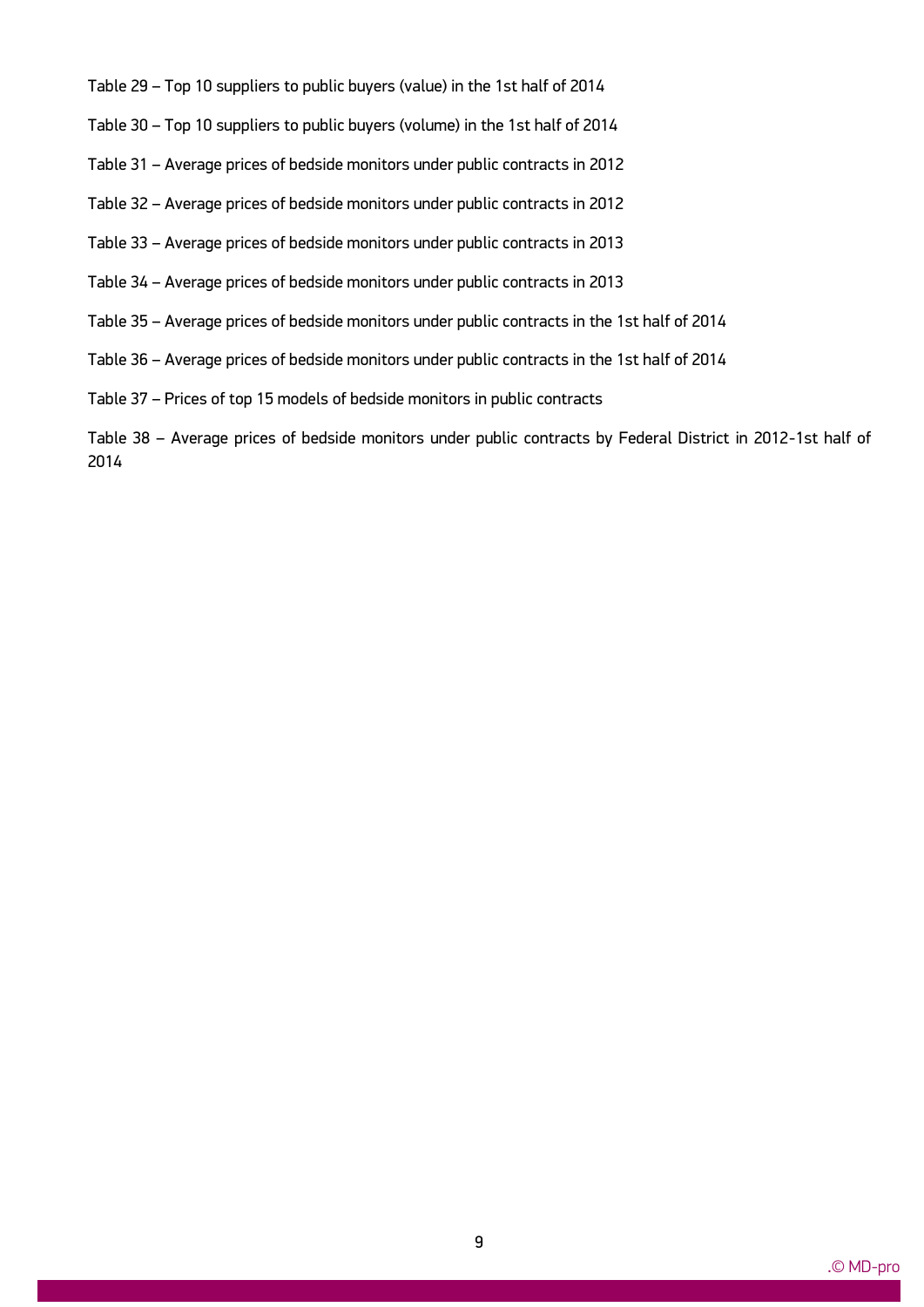Table 29 – Top 10 suppliers to public buyers (value) in the 1st half of 2014

Table 30 – Top 10 suppliers to public buyers (volume) in the 1st half of 2014

Table 31 – Average prices of bedside monitors under public contracts in 2012

Table 32 – Average prices of bedside monitors under public contracts in 2012

Table 33 – Average prices of bedside monitors under public contracts in 2013

Table 34 – Average prices of bedside monitors under public contracts in 2013

Table 35 – Average prices of bedside monitors under public contracts in the 1st half of 2014

Table 36 – Average prices of bedside monitors under public contracts in the 1st half of 2014

Table 37 – Prices of top 15 models of bedside monitors in public contracts

Table 38 – Average prices of bedside monitors under public contracts by Federal District in 2012-1st half of 2014